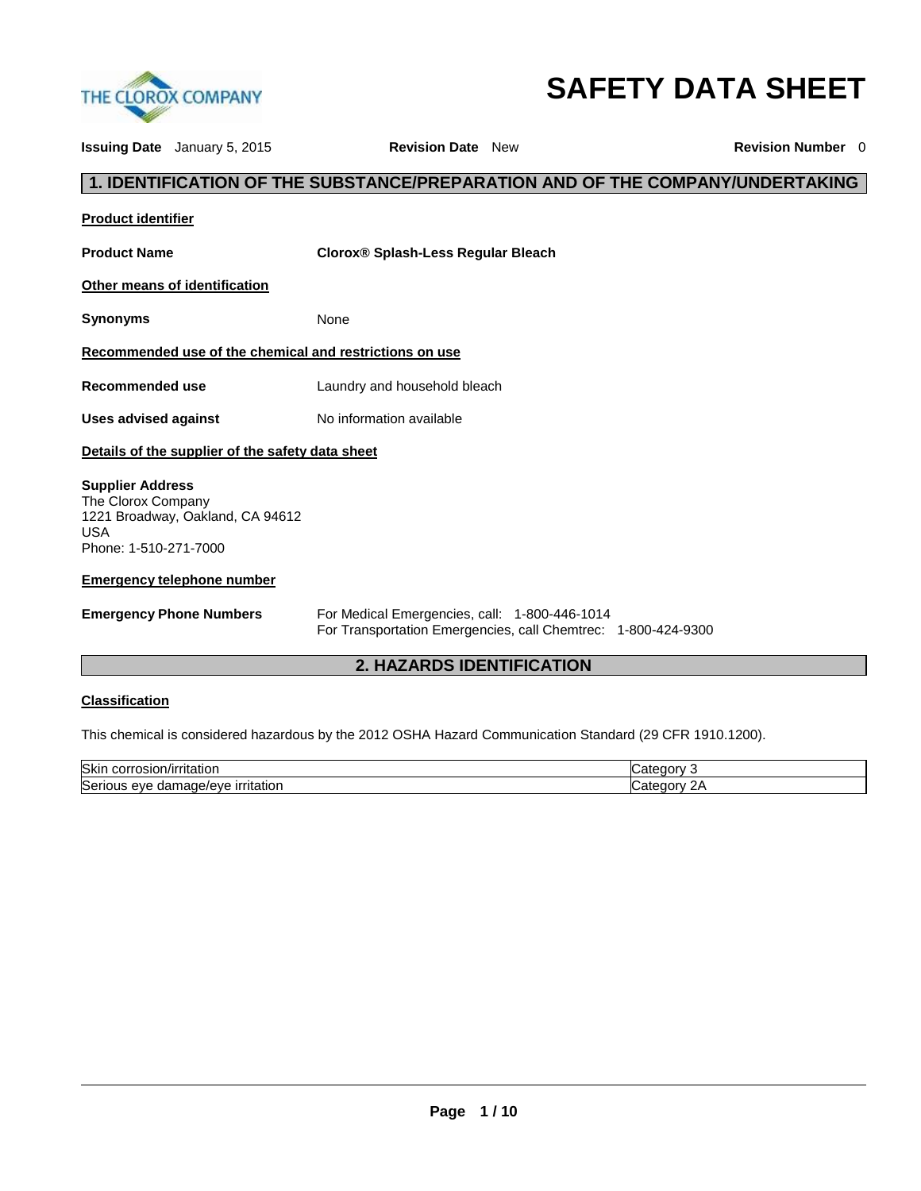# SAFETY DATA SHEET

**Issuing Date** January 5, 2015 **Revision Date** New **Revision Number** 0

## 1. IDENTIFICATION OF THE SUBSTANCE/PREPARATION AND OF THE COMPANY/UNDERTAKING

**Product identifier**

**Product Name** **Clorox® Splash-Less Regular Bleach**

**Other means of identification**

**Synonyms** None

**Recommended use of the chemical and restrictions on use**

**Recommended use** Laundry and household bleach

**Uses advised against** No information available

**Details of the supplier of the safety data sheet**

**Supplier Address**
The Clorox Company
1221 Broadway, Oakland, CA 94612
USA
Phone: 1-510-271-7000

**Emergency telephone number**

**Emergency Phone Numbers** For Medical Emergencies, call: 1-800-446-1014
For Transportation Emergencies, call Chemtrec: 1-800-424-9300

## 2. HAZARDS IDENTIFICATION

**Classification**

This chemical is considered hazardous by the 2012 OSHA Hazard Communication Standard (29 CFR 1910.1200).

| | |
|---|---|
| Skin corrosion/irritation | Category 3 |
| Serious eye damage/eye irritation | Category 2A |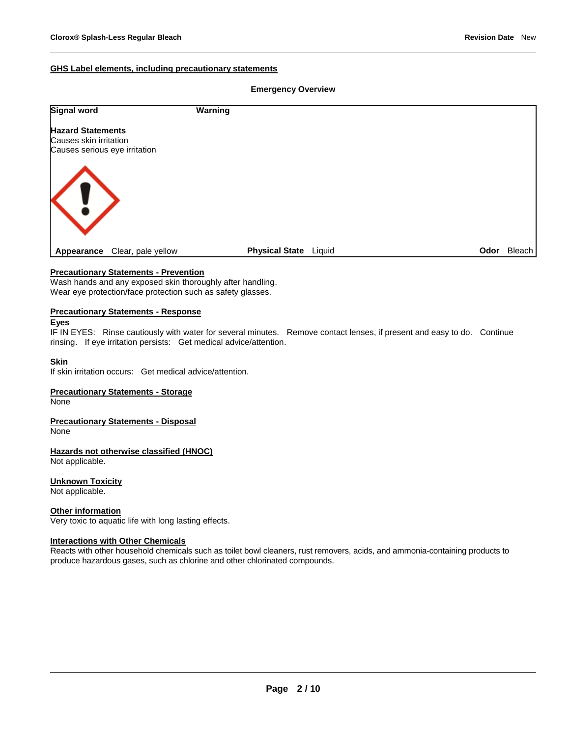## GHS Label elements, including precautionary statements

**Emergency Overview**

**Signal word** Warning

**Hazard Statements**
Causes skin irritation
Causes serious eye irritation

**Appearance** Clear, pale yellow **Physical State** Liquid **Odor** Bleach

### Precautionary Statements - Prevention

Wash hands and any exposed skin thoroughly after handling.
Wear eye protection/face protection such as safety glasses.

### Precautionary Statements - Response

**Eyes**
IF IN EYES: Rinse cautiously with water for several minutes. Remove contact lenses, if present and easy to do. Continue rinsing. If eye irritation persists: Get medical advice/attention.

**Skin**
If skin irritation occurs: Get medical advice/attention.

### Precautionary Statements - Storage

None

### Precautionary Statements - Disposal

None

### Hazards not otherwise classified (HNOC)

Not applicable.

### Unknown Toxicity

Not applicable.

### Other information

Very toxic to aquatic life with long lasting effects.

### Interactions with Other Chemicals

Reacts with other household chemicals such as toilet bowl cleaners, rust removers, acids, and ammonia-containing products to produce hazardous gases, such as chlorine and other chlorinated compounds.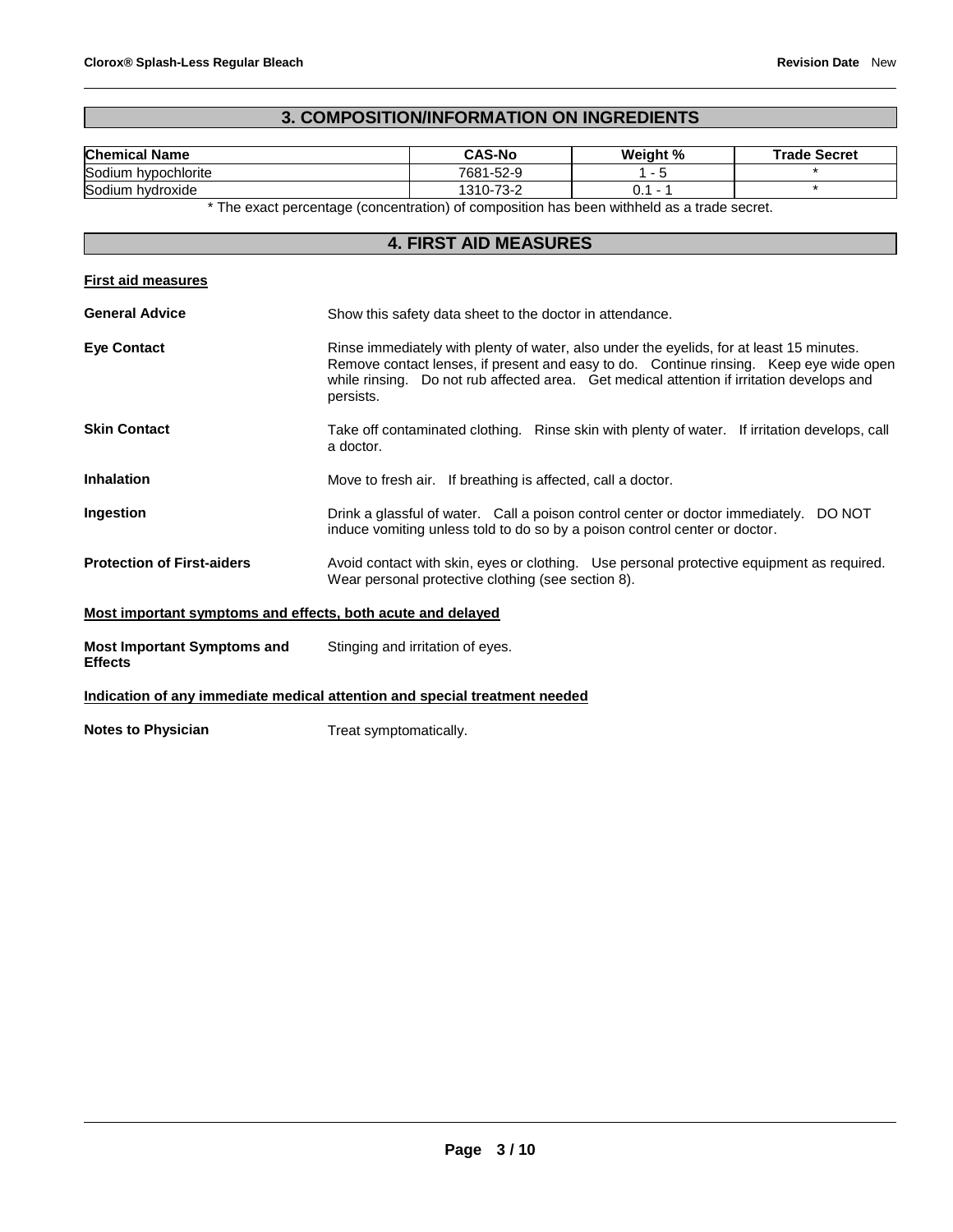## 3. COMPOSITION/INFORMATION ON INGREDIENTS

| Chemical Name | CAS-No | Weight % | Trade Secret |
|---|---|---|---|
| Sodium hypochlorite | 7681-52-9 | 1 - 5 | * |
| Sodium hydroxide | 1310-73-2 | 0.1 - 1 | * |

* The exact percentage (concentration) of composition has been withheld as a trade secret.

## 4. FIRST AID MEASURES

**First aid measures**

**General Advice** — Show this safety data sheet to the doctor in attendance.

**Eye Contact** — Rinse immediately with plenty of water, also under the eyelids, for at least 15 minutes. Remove contact lenses, if present and easy to do. Continue rinsing. Keep eye wide open while rinsing. Do not rub affected area. Get medical attention if irritation develops and persists.

**Skin Contact** — Take off contaminated clothing. Rinse skin with plenty of water. If irritation develops, call a doctor.

**Inhalation** — Move to fresh air. If breathing is affected, call a doctor.

**Ingestion** — Drink a glassful of water. Call a poison control center or doctor immediately. DO NOT induce vomiting unless told to do so by a poison control center or doctor.

**Protection of First-aiders** — Avoid contact with skin, eyes or clothing. Use personal protective equipment as required. Wear personal protective clothing (see section 8).

**Most important symptoms and effects, both acute and delayed**

**Most Important Symptoms and Effects** — Stinging and irritation of eyes.

**Indication of any immediate medical attention and special treatment needed**

**Notes to Physician** — Treat symptomatically.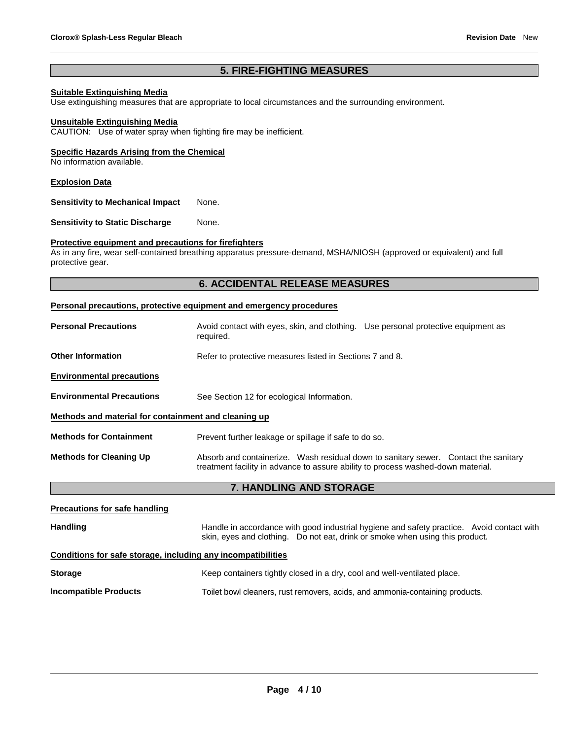## 5. FIRE-FIGHTING MEASURES

**Suitable Extinguishing Media**
Use extinguishing measures that are appropriate to local circumstances and the surrounding environment.

**Unsuitable Extinguishing Media**
CAUTION: Use of water spray when fighting fire may be inefficient.

**Specific Hazards Arising from the Chemical**
No information available.

**Explosion Data**

**Sensitivity to Mechanical Impact** None.

**Sensitivity to Static Discharge** None.

**Protective equipment and precautions for firefighters**
As in any fire, wear self-contained breathing apparatus pressure-demand, MSHA/NIOSH (approved or equivalent) and full protective gear.

## 6. ACCIDENTAL RELEASE MEASURES

**Personal precautions, protective equipment and emergency procedures**

**Personal Precautions** Avoid contact with eyes, skin, and clothing. Use personal protective equipment as required.

**Other Information** Refer to protective measures listed in Sections 7 and 8.

**Environmental precautions**

**Environmental Precautions** See Section 12 for ecological Information.

**Methods and material for containment and cleaning up**

**Methods for Containment** Prevent further leakage or spillage if safe to do so.

**Methods for Cleaning Up** Absorb and containerize. Wash residual down to sanitary sewer. Contact the sanitary treatment facility in advance to assure ability to process washed-down material.

## 7. HANDLING AND STORAGE

**Precautions for safe handling**

**Handling** Handle in accordance with good industrial hygiene and safety practice. Avoid contact with skin, eyes and clothing. Do not eat, drink or smoke when using this product.

**Conditions for safe storage, including any incompatibilities**

**Storage** Keep containers tightly closed in a dry, cool and well-ventilated place.

**Incompatible Products** Toilet bowl cleaners, rust removers, acids, and ammonia-containing products.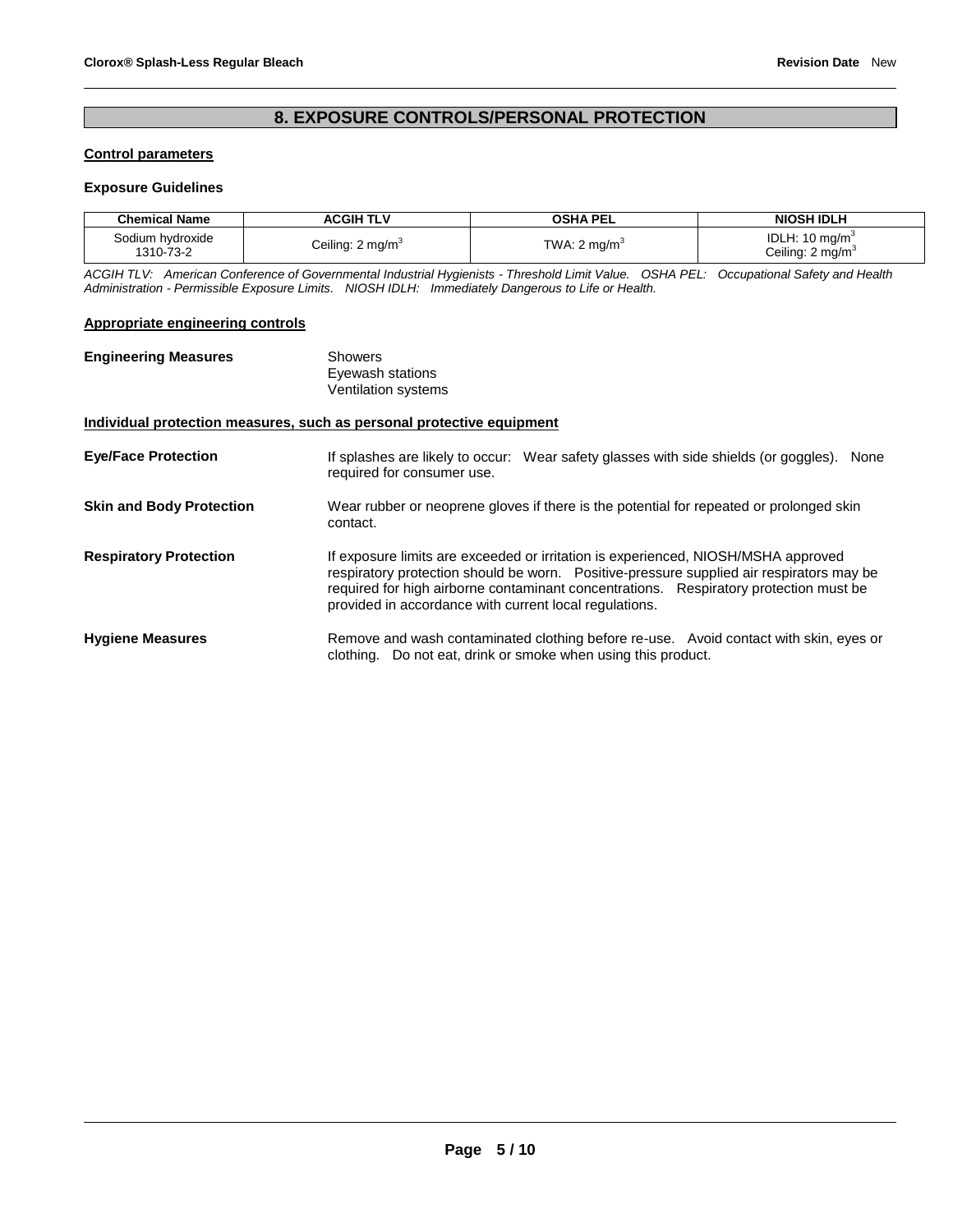## 8. EXPOSURE CONTROLS/PERSONAL PROTECTION

**Control parameters**

**Exposure Guidelines**

| Chemical Name | ACGIH TLV | OSHA PEL | NIOSH IDLH |
|---|---|---|---|
| Sodium hydroxide 1310-73-2 | Ceiling: 2 mg/m$^3$ | TWA: 2 mg/m$^3$ | IDLH: 10 mg/m$^3$ Ceiling: 2 mg/m$^3$ |

*ACGIH TLV: American Conference of Governmental Industrial Hygienists - Threshold Limit Value. OSHA PEL: Occupational Safety and Health Administration - Permissible Exposure Limits. NIOSH IDLH: Immediately Dangerous to Life or Health.*

**Appropriate engineering controls**

**Engineering Measures**
Showers
Eyewash stations
Ventilation systems

**Individual protection measures, such as personal protective equipment**

**Eye/Face Protection** If splashes are likely to occur: Wear safety glasses with side shields (or goggles). None required for consumer use.

**Skin and Body Protection** Wear rubber or neoprene gloves if there is the potential for repeated or prolonged skin contact.

**Respiratory Protection** If exposure limits are exceeded or irritation is experienced, NIOSH/MSHA approved respiratory protection should be worn. Positive-pressure supplied air respirators may be required for high airborne contaminant concentrations. Respiratory protection must be provided in accordance with current local regulations.

**Hygiene Measures** Remove and wash contaminated clothing before re-use. Avoid contact with skin, eyes or clothing. Do not eat, drink or smoke when using this product.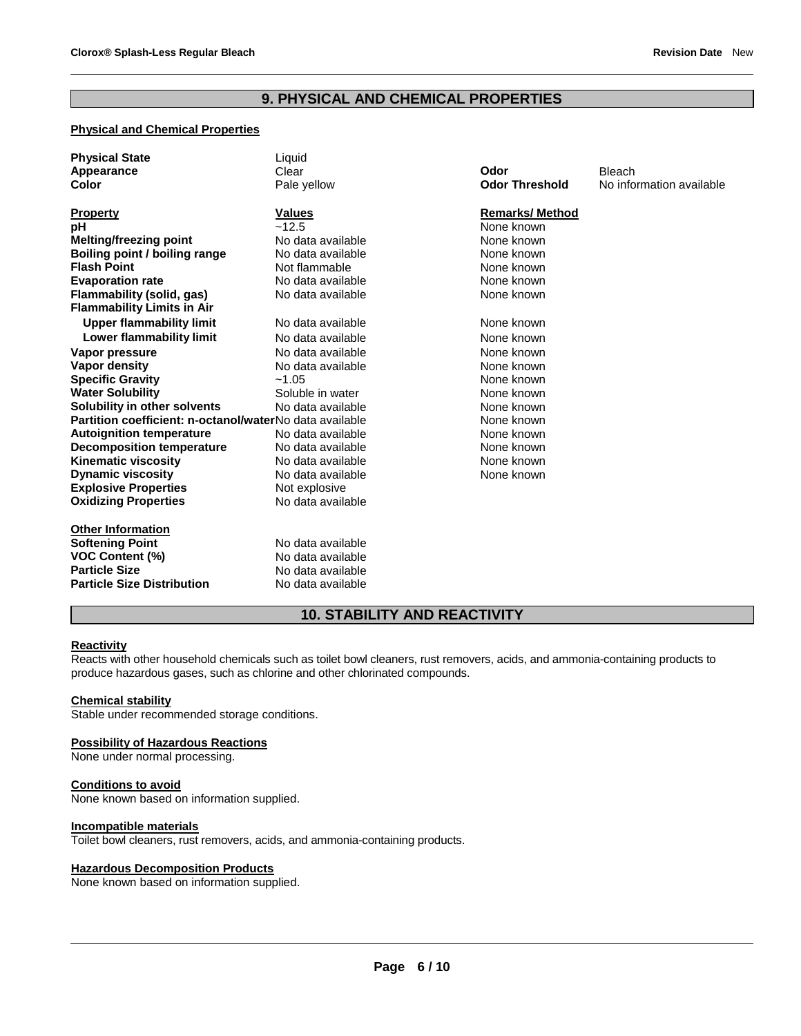## 9. PHYSICAL AND CHEMICAL PROPERTIES

### Physical and Chemical Properties

| | | | |
|---|---|---|---|
| **Physical State** | Liquid | | |
| **Appearance** | Clear | **Odor** | Bleach |
| **Color** | Pale yellow | **Odor Threshold** | No information available |

| **Property** | **Values** | **Remarks/ Method** |
|---|---|---|
| **pH** | ~12.5 | None known |
| **Melting/freezing point** | No data available | None known |
| **Boiling point / boiling range** | No data available | None known |
| **Flash Point** | Not flammable | None known |
| **Evaporation rate** | No data available | None known |
| **Flammability (solid, gas)** | No data available | None known |
| **Flammability Limits in Air** | | |
| **Upper flammability limit** | No data available | None known |
| **Lower flammability limit** | No data available | None known |
| **Vapor pressure** | No data available | None known |
| **Vapor density** | No data available | None known |
| **Specific Gravity** | ~1.05 | None known |
| **Water Solubility** | Soluble in water | None known |
| **Solubility in other solvents** | No data available | None known |
| **Partition coefficient: n-octanol/water** | No data available | None known |
| **Autoignition temperature** | No data available | None known |
| **Decomposition temperature** | No data available | None known |
| **Kinematic viscosity** | No data available | None known |
| **Dynamic viscosity** | No data available | None known |
| **Explosive Properties** | Not explosive | |
| **Oxidizing Properties** | No data available | |

**Other Information**

| | |
|---|---|
| **Softening Point** | No data available |
| **VOC Content (%)** | No data available |
| **Particle Size** | No data available |
| **Particle Size Distribution** | No data available |

## 10. STABILITY AND REACTIVITY

**Reactivity**

Reacts with other household chemicals such as toilet bowl cleaners, rust removers, acids, and ammonia-containing products to produce hazardous gases, such as chlorine and other chlorinated compounds.

**Chemical stability**

Stable under recommended storage conditions.

**Possibility of Hazardous Reactions**

None under normal processing.

**Conditions to avoid**

None known based on information supplied.

**Incompatible materials**

Toilet bowl cleaners, rust removers, acids, and ammonia-containing products.

**Hazardous Decomposition Products**

None known based on information supplied.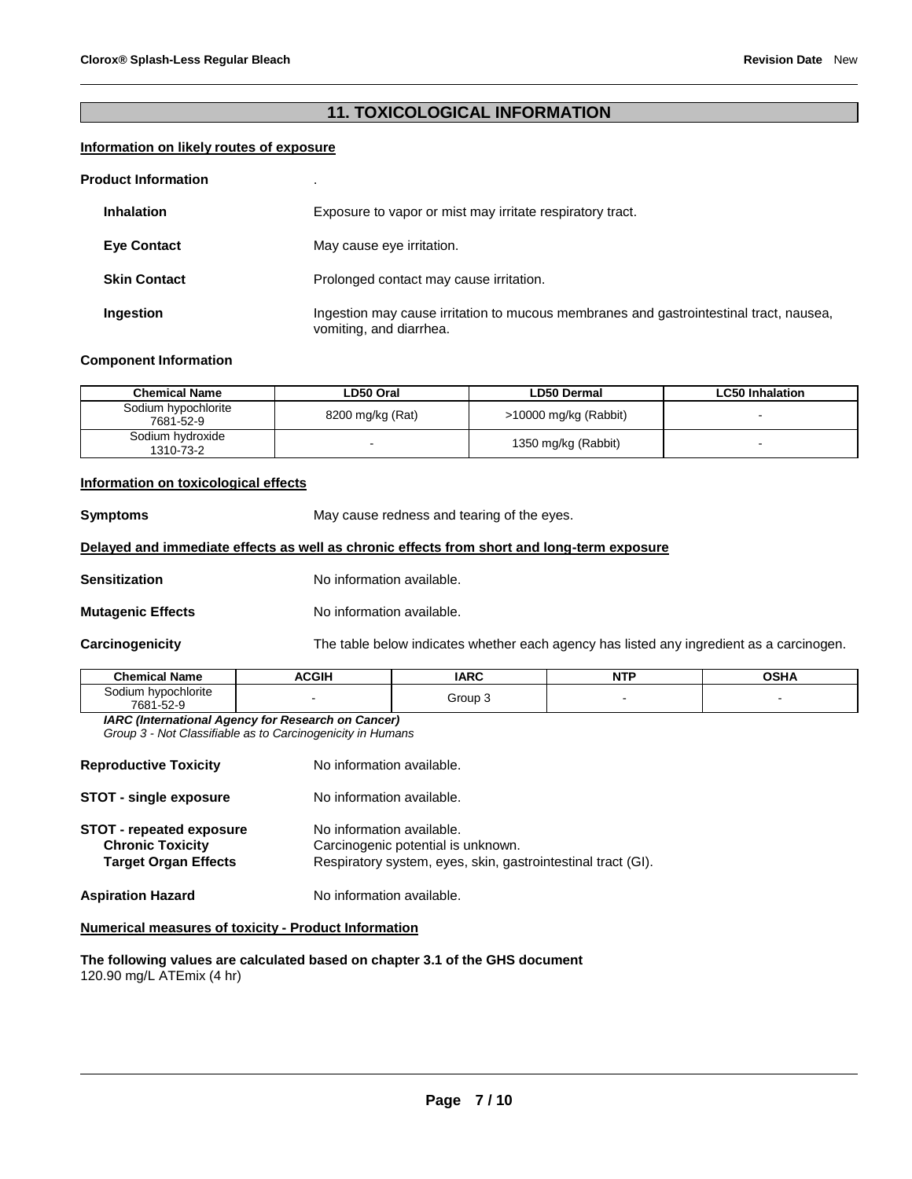## 11. TOXICOLOGICAL INFORMATION

**Information on likely routes of exposure**

**Product Information** .

**Inhalation** Exposure to vapor or mist may irritate respiratory tract.

**Eye Contact** May cause eye irritation.

**Skin Contact** Prolonged contact may cause irritation.

**Ingestion** Ingestion may cause irritation to mucous membranes and gastrointestinal tract, nausea, vomiting, and diarrhea.

**Component Information**

| Chemical Name | LD50 Oral | LD50 Dermal | LC50 Inhalation |
|---|---|---|---|
| Sodium hypochlorite 7681-52-9 | 8200 mg/kg (Rat) | >10000 mg/kg (Rabbit) | - |
| Sodium hydroxide 1310-73-2 | - | 1350 mg/kg (Rabbit) | - |

**Information on toxicological effects**

**Symptoms** May cause redness and tearing of the eyes.

**Delayed and immediate effects as well as chronic effects from short and long-term exposure**

**Sensitization** No information available.

**Mutagenic Effects** No information available.

**Carcinogenicity** The table below indicates whether each agency has listed any ingredient as a carcinogen.

| Chemical Name | ACGIH | IARC | NTP | OSHA |
|---|---|---|---|---|
| Sodium hypochlorite 7681-52-9 | - | Group 3 | - | - |

***IARC (International Agency for Research on Cancer)***
*Group 3 - Not Classifiable as to Carcinogenicity in Humans*

**Reproductive Toxicity** No information available.

**STOT - single exposure** No information available.

**STOT - repeated exposure** No information available.
**Chronic Toxicity** Carcinogenic potential is unknown.
**Target Organ Effects** Respiratory system, eyes, skin, gastrointestinal tract (GI).

**Aspiration Hazard** No information available.

**Numerical measures of toxicity - Product Information**

**The following values are calculated based on chapter 3.1 of the GHS document**
120.90 mg/L ATEmix (4 hr)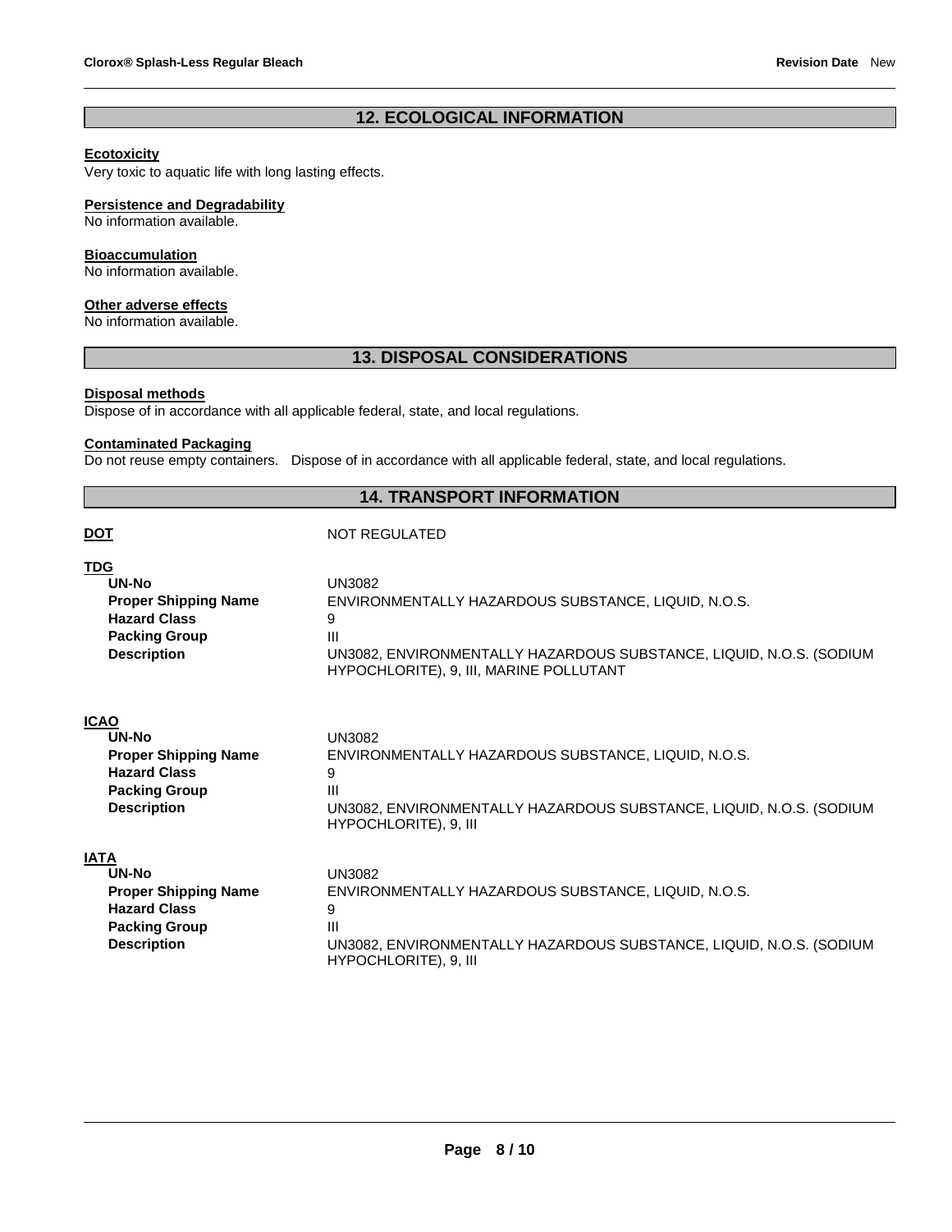## 12. ECOLOGICAL INFORMATION

**Ecotoxicity**
Very toxic to aquatic life with long lasting effects.

**Persistence and Degradability**
No information available.

**Bioaccumulation**
No information available.

**Other adverse effects**
No information available.

## 13. DISPOSAL CONSIDERATIONS

**Disposal methods**
Dispose of in accordance with all applicable federal, state, and local regulations.

**Contaminated Packaging**
Do not reuse empty containers. Dispose of in accordance with all applicable federal, state, and local regulations.

## 14. TRANSPORT INFORMATION

**DOT** NOT REGULATED

**TDG**

| | |
|---|---|
| **UN-No** | UN3082 |
| **Proper Shipping Name** | ENVIRONMENTALLY HAZARDOUS SUBSTANCE, LIQUID, N.O.S. |
| **Hazard Class** | 9 |
| **Packing Group** | III |
| **Description** | UN3082, ENVIRONMENTALLY HAZARDOUS SUBSTANCE, LIQUID, N.O.S. (SODIUM HYPOCHLORITE), 9, III, MARINE POLLUTANT |

**ICAO**

| | |
|---|---|
| **UN-No** | UN3082 |
| **Proper Shipping Name** | ENVIRONMENTALLY HAZARDOUS SUBSTANCE, LIQUID, N.O.S. |
| **Hazard Class** | 9 |
| **Packing Group** | III |
| **Description** | UN3082, ENVIRONMENTALLY HAZARDOUS SUBSTANCE, LIQUID, N.O.S. (SODIUM HYPOCHLORITE), 9, III |

**IATA**

| | |
|---|---|
| **UN-No** | UN3082 |
| **Proper Shipping Name** | ENVIRONMENTALLY HAZARDOUS SUBSTANCE, LIQUID, N.O.S. |
| **Hazard Class** | 9 |
| **Packing Group** | III |
| **Description** | UN3082, ENVIRONMENTALLY HAZARDOUS SUBSTANCE, LIQUID, N.O.S. (SODIUM HYPOCHLORITE), 9, III |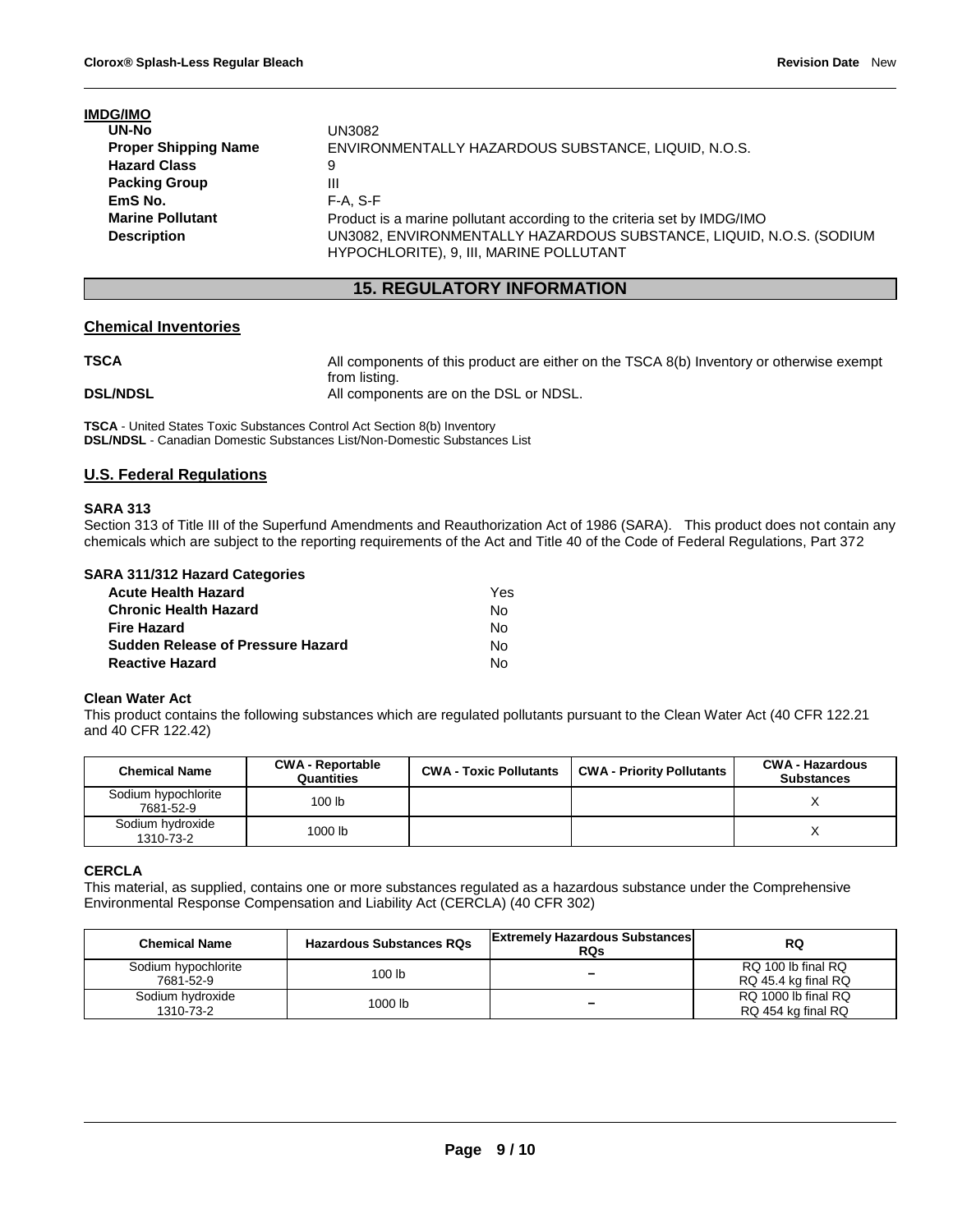**IMDG/IMO**

| | |
|---|---|
| **UN-No** | UN3082 |
| **Proper Shipping Name** | ENVIRONMENTALLY HAZARDOUS SUBSTANCE, LIQUID, N.O.S. |
| **Hazard Class** | 9 |
| **Packing Group** | III |
| **EmS No.** | F-A, S-F |
| **Marine Pollutant** | Product is a marine pollutant according to the criteria set by IMDG/IMO |
| **Description** | UN3082, ENVIRONMENTALLY HAZARDOUS SUBSTANCE, LIQUID, N.O.S. (SODIUM HYPOCHLORITE), 9, III, MARINE POLLUTANT |

## 15. REGULATORY INFORMATION

### Chemical Inventories

| | |
|---|---|
| **TSCA** | All components of this product are either on the TSCA 8(b) Inventory or otherwise exempt from listing. |
| **DSL/NDSL** | All components are on the DSL or NDSL. |

**TSCA** - United States Toxic Substances Control Act Section 8(b) Inventory
**DSL/NDSL** - Canadian Domestic Substances List/Non-Domestic Substances List

### U.S. Federal Regulations

**SARA 313**

Section 313 of Title III of the Superfund Amendments and Reauthorization Act of 1986 (SARA). This product does not contain any chemicals which are subject to the reporting requirements of the Act and Title 40 of the Code of Federal Regulations, Part 372

**SARA 311/312 Hazard Categories**

| | |
|---|---|
| **Acute Health Hazard** | Yes |
| **Chronic Health Hazard** | No |
| **Fire Hazard** | No |
| **Sudden Release of Pressure Hazard** | No |
| **Reactive Hazard** | No |

**Clean Water Act**

This product contains the following substances which are regulated pollutants pursuant to the Clean Water Act (40 CFR 122.21 and 40 CFR 122.42)

| Chemical Name | CWA - Reportable Quantities | CWA - Toxic Pollutants | CWA - Priority Pollutants | CWA - Hazardous Substances |
|---|---|---|---|---|
| Sodium hypochlorite 7681-52-9 | 100 lb | | | X |
| Sodium hydroxide 1310-73-2 | 1000 lb | | | X |

**CERCLA**

This material, as supplied, contains one or more substances regulated as a hazardous substance under the Comprehensive Environmental Response Compensation and Liability Act (CERCLA) (40 CFR 302)

| Chemical Name | Hazardous Substances RQs | Extremely Hazardous Substances RQs | RQ |
|---|---|---|---|
| Sodium hypochlorite 7681-52-9 | 100 lb | – | RQ 100 lb final RQ RQ 45.4 kg final RQ |
| Sodium hydroxide 1310-73-2 | 1000 lb | – | RQ 1000 lb final RQ RQ 454 kg final RQ |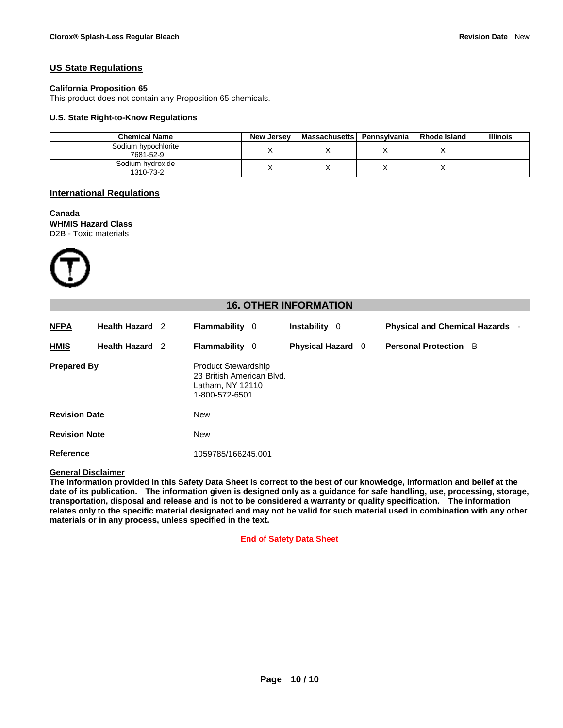## US State Regulations

### California Proposition 65

This product does not contain any Proposition 65 chemicals.

### U.S. State Right-to-Know Regulations

| Chemical Name | New Jersey | Massachusetts | Pennsylvania | Rhode Island | Illinois |
|---|---|---|---|---|---|
| Sodium hypochlorite 7681-52-9 | X | X | X | X | |
| Sodium hydroxide 1310-73-2 | X | X | X | X | |

## International Regulations

**Canada**
**WHMIS Hazard Class**
D2B - Toxic materials

## 16. OTHER INFORMATION

| | | | | |
|---|---|---|---|---|
| **NFPA** | **Health Hazard** 2 | **Flammability** 0 | **Instability** 0 | **Physical and Chemical Hazards** - |
| **HMIS** | **Health Hazard** 2 | **Flammability** 0 | **Physical Hazard** 0 | **Personal Protection** B |

**Prepared By**
Product Stewardship
23 British American Blvd.
Latham, NY 12110
1-800-572-6501

**Revision Date** New

**Revision Note** New

**Reference** 1059785/166245.001

**General Disclaimer**

**The information provided in this Safety Data Sheet is correct to the best of our knowledge, information and belief at the date of its publication. The information given is designed only as a guidance for safe handling, use, processing, storage, transportation, disposal and release and is not to be considered a warranty or quality specification. The information relates only to the specific material designated and may not be valid for such material used in combination with any other materials or in any process, unless specified in the text.**

**End of Safety Data Sheet**